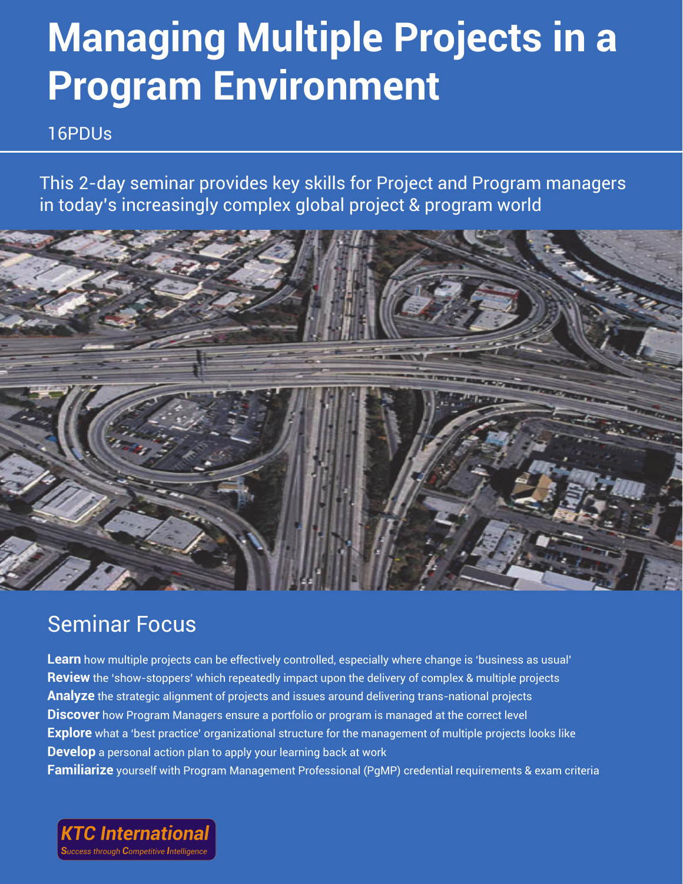# Managing Multiple Projects in a Program Environment

16PDUs

This 2-day seminar provides key skills for Project and Program managers in today's increasingly complex global project & program world

## Seminar Focus

**Learn** how multiple projects can be effectively controlled, especially where change is 'business as usual'
**Review** the 'show-stoppers' which repeatedly impact upon the delivery of complex & multiple projects
**Analyze** the strategic alignment of projects and issues around delivering trans-national projects
**Discover** how Program Managers ensure a portfolio or program is managed at the correct level
**Explore** what a 'best practice' organizational structure for the management of multiple projects looks like
**Develop** a personal action plan to apply your learning back at work
**Familiarize** yourself with Program Management Professional (PgMP) credential requirements & exam criteria

KTC International
*Success through Competitive Intelligence*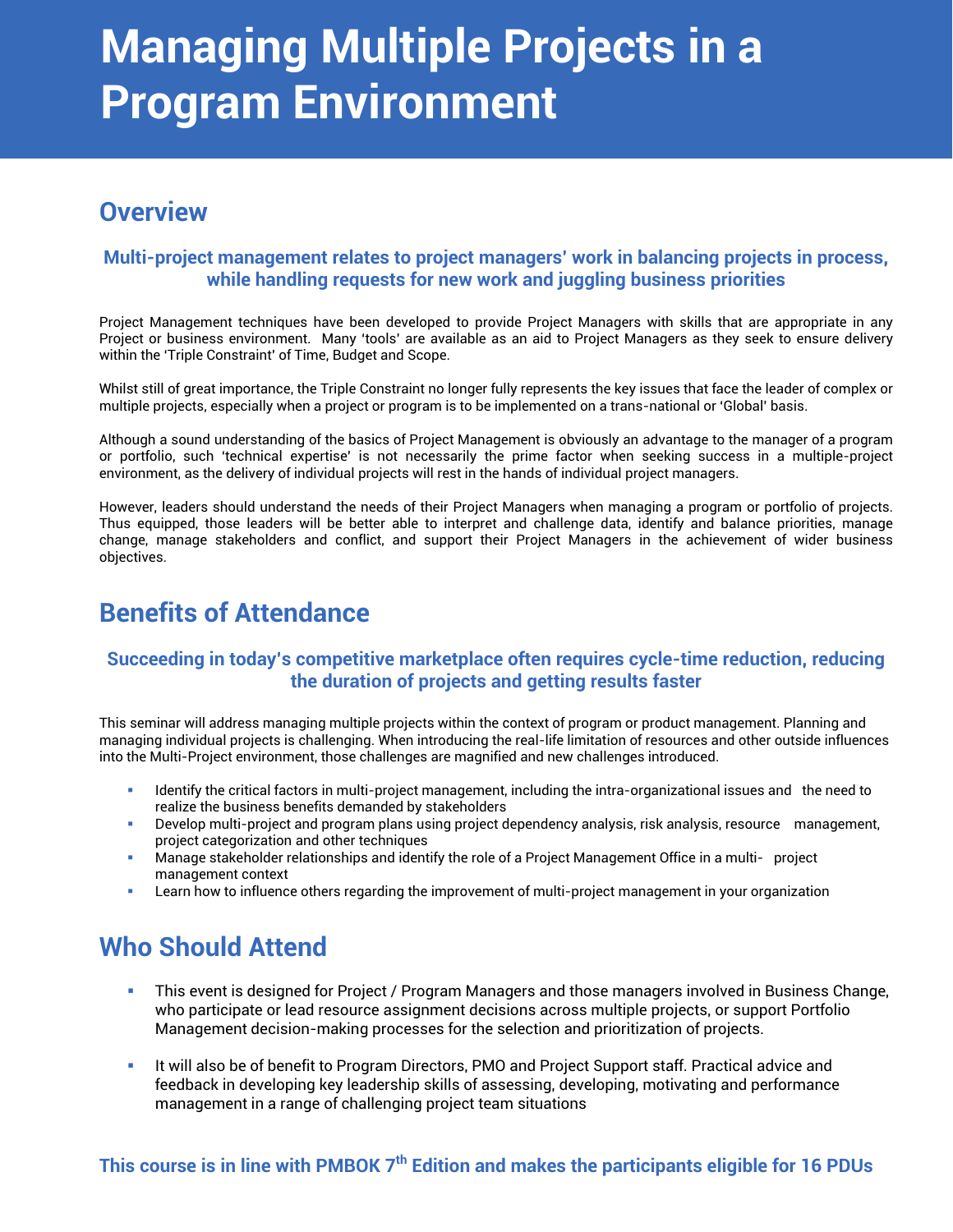# Managing Multiple Projects in a Program Environment

## Overview

### Multi-project management relates to project managers' work in balancing projects in process, while handling requests for new work and juggling business priorities

Project Management techniques have been developed to provide Project Managers with skills that are appropriate in any Project or business environment. Many 'tools' are available as an aid to Project Managers as they seek to ensure delivery within the 'Triple Constraint' of Time, Budget and Scope.

Whilst still of great importance, the Triple Constraint no longer fully represents the key issues that face the leader of complex or multiple projects, especially when a project or program is to be implemented on a trans-national or 'Global' basis.

Although a sound understanding of the basics of Project Management is obviously an advantage to the manager of a program or portfolio, such 'technical expertise' is not necessarily the prime factor when seeking success in a multiple-project environment, as the delivery of individual projects will rest in the hands of individual project managers.

However, leaders should understand the needs of their Project Managers when managing a program or portfolio of projects. Thus equipped, those leaders will be better able to interpret and challenge data, identify and balance priorities, manage change, manage stakeholders and conflict, and support their Project Managers in the achievement of wider business objectives.

## Benefits of Attendance

### Succeeding in today's competitive marketplace often requires cycle-time reduction, reducing the duration of projects and getting results faster

This seminar will address managing multiple projects within the context of program or product management. Planning and managing individual projects is challenging. When introducing the real-life limitation of resources and other outside influences into the Multi-Project environment, those challenges are magnified and new challenges introduced.

- Identify the critical factors in multi-project management, including the intra-organizational issues and the need to realize the business benefits demanded by stakeholders
- Develop multi-project and program plans using project dependency analysis, risk analysis, resource management, project categorization and other techniques
- Manage stakeholder relationships and identify the role of a Project Management Office in a multi- project management context
- Learn how to influence others regarding the improvement of multi-project management in your organization

## Who Should Attend

- This event is designed for Project / Program Managers and those managers involved in Business Change, who participate or lead resource assignment decisions across multiple projects, or support Portfolio Management decision-making processes for the selection and prioritization of projects.
- It will also be of benefit to Program Directors, PMO and Project Support staff. Practical advice and feedback in developing key leadership skills of assessing, developing, motivating and performance management in a range of challenging project team situations

**This course is in line with PMBOK 7th Edition and makes the participants eligible for 16 PDUs**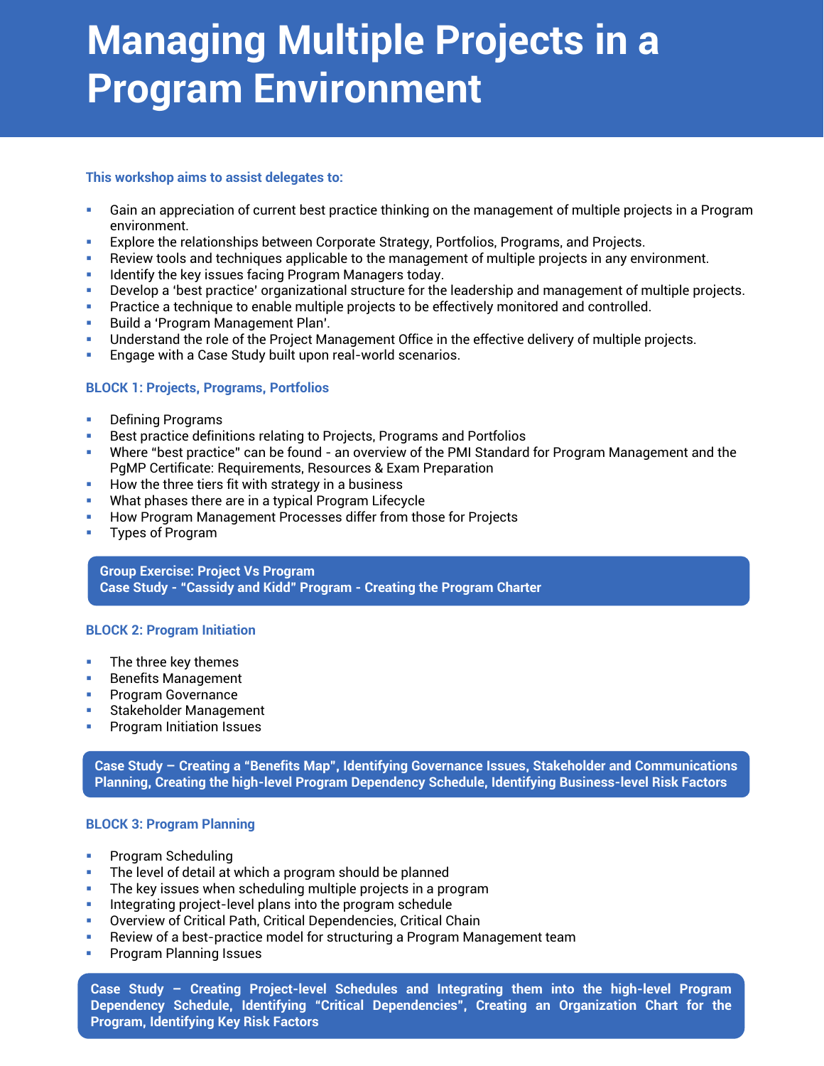# Managing Multiple Projects in a Program Environment

**This workshop aims to assist delegates to:**

- Gain an appreciation of current best practice thinking on the management of multiple projects in a Program environment.
- Explore the relationships between Corporate Strategy, Portfolios, Programs, and Projects.
- Review tools and techniques applicable to the management of multiple projects in any environment.
- Identify the key issues facing Program Managers today.
- Develop a 'best practice' organizational structure for the leadership and management of multiple projects.
- Practice a technique to enable multiple projects to be effectively monitored and controlled.
- Build a 'Program Management Plan'.
- Understand the role of the Project Management Office in the effective delivery of multiple projects.
- Engage with a Case Study built upon real-world scenarios.

### BLOCK 1: Projects, Programs, Portfolios

- Defining Programs
- Best practice definitions relating to Projects, Programs and Portfolios
- Where "best practice" can be found - an overview of the PMI Standard for Program Management and the PgMP Certificate: Requirements, Resources & Exam Preparation
- How the three tiers fit with strategy in a business
- What phases there are in a typical Program Lifecycle
- How Program Management Processes differ from those for Projects
- Types of Program

**Group Exercise: Project Vs Program**
**Case Study - "Cassidy and Kidd" Program - Creating the Program Charter**

### BLOCK 2: Program Initiation

- The three key themes
- Benefits Management
- Program Governance
- Stakeholder Management
- Program Initiation Issues

**Case Study – Creating a "Benefits Map", Identifying Governance Issues, Stakeholder and Communications Planning, Creating the high-level Program Dependency Schedule, Identifying Business-level Risk Factors**

### BLOCK 3: Program Planning

- Program Scheduling
- The level of detail at which a program should be planned
- The key issues when scheduling multiple projects in a program
- Integrating project-level plans into the program schedule
- Overview of Critical Path, Critical Dependencies, Critical Chain
- Review of a best-practice model for structuring a Program Management team
- Program Planning Issues

**Case Study – Creating Project-level Schedules and Integrating them into the high-level Program Dependency Schedule, Identifying "Critical Dependencies", Creating an Organization Chart for the Program, Identifying Key Risk Factors**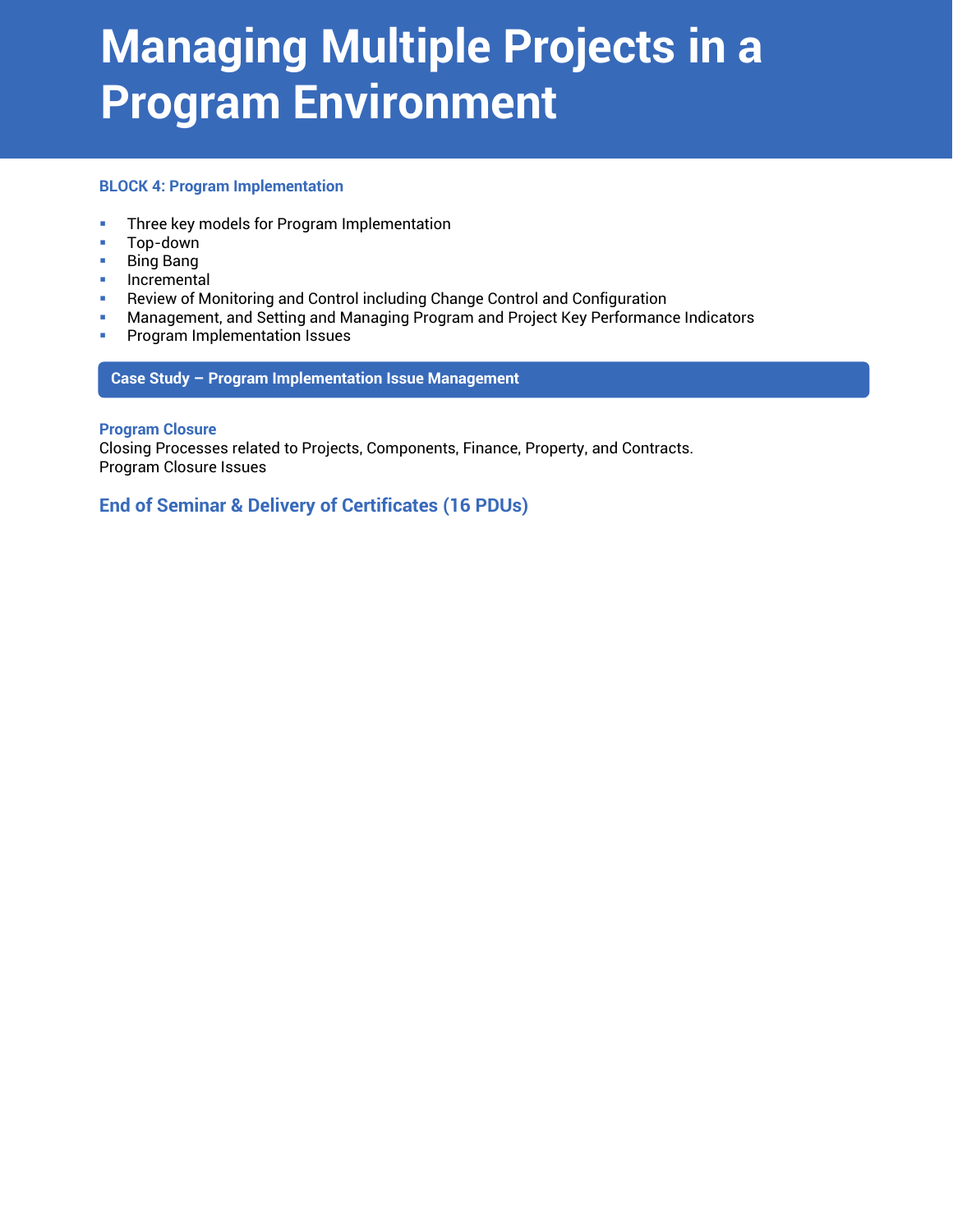# Managing Multiple Projects in a Program Environment

### BLOCK 4: Program Implementation

- Three key models for Program Implementation
- Top-down
- Bing Bang
- Incremental
- Review of Monitoring and Control including Change Control and Configuration
- Management, and Setting and Managing Program and Project Key Performance Indicators
- Program Implementation Issues

**Case Study – Program Implementation Issue Management**

### Program Closure

Closing Processes related to Projects, Components, Finance, Property, and Contracts.
Program Closure Issues

## End of Seminar & Delivery of Certificates (16 PDUs)